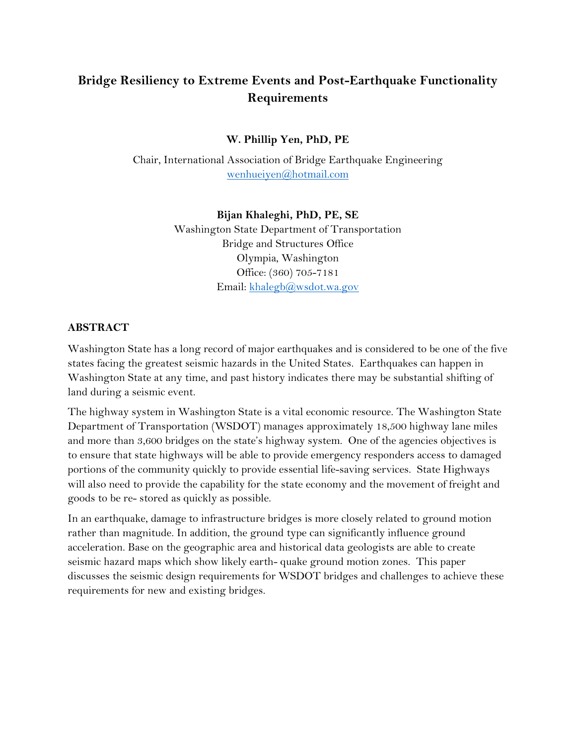# Bridge Resiliency to Extreme Events and Post-Earthquake Functionality Requirements

**W. Phillip Yen, PhD, PE**

Chair, International Association of Bridge Earthquake Engineering
wenhueiyen@hotmail.com

**Bijan Khaleghi, PhD, PE, SE**

Washington State Department of Transportation
Bridge and Structures Office
Olympia, Washington
Office: (360) 705-7181
Email: khalegb@wsdot.wa.gov

## ABSTRACT

Washington State has a long record of major earthquakes and is considered to be one of the five states facing the greatest seismic hazards in the United States. Earthquakes can happen in Washington State at any time, and past history indicates there may be substantial shifting of land during a seismic event.

The highway system in Washington State is a vital economic resource. The Washington State Department of Transportation (WSDOT) manages approximately 18,500 highway lane miles and more than 3,600 bridges on the state's highway system. One of the agencies objectives is to ensure that state highways will be able to provide emergency responders access to damaged portions of the community quickly to provide essential life-saving services. State Highways will also need to provide the capability for the state economy and the movement of freight and goods to be re- stored as quickly as possible.

In an earthquake, damage to infrastructure bridges is more closely related to ground motion rather than magnitude. In addition, the ground type can significantly influence ground acceleration. Base on the geographic area and historical data geologists are able to create seismic hazard maps which show likely earth- quake ground motion zones. This paper discusses the seismic design requirements for WSDOT bridges and challenges to achieve these requirements for new and existing bridges.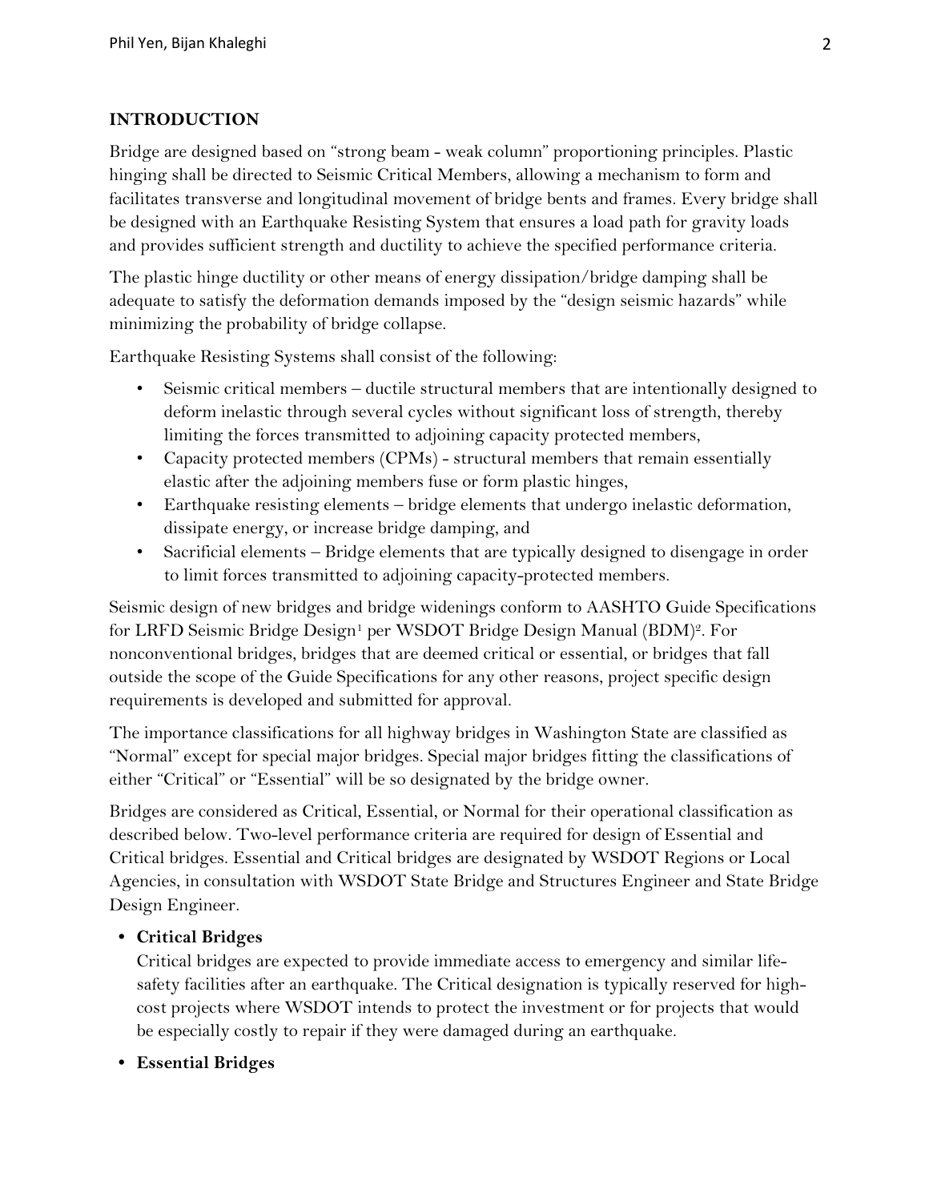## INTRODUCTION

Bridge are designed based on "strong beam - weak column" proportioning principles. Plastic hinging shall be directed to Seismic Critical Members, allowing a mechanism to form and facilitates transverse and longitudinal movement of bridge bents and frames. Every bridge shall be designed with an Earthquake Resisting System that ensures a load path for gravity loads and provides sufficient strength and ductility to achieve the specified performance criteria.

The plastic hinge ductility or other means of energy dissipation/bridge damping shall be adequate to satisfy the deformation demands imposed by the "design seismic hazards" while minimizing the probability of bridge collapse.

Earthquake Resisting Systems shall consist of the following:

- Seismic critical members – ductile structural members that are intentionally designed to deform inelastic through several cycles without significant loss of strength, thereby limiting the forces transmitted to adjoining capacity protected members,
- Capacity protected members (CPMs) - structural members that remain essentially elastic after the adjoining members fuse or form plastic hinges,
- Earthquake resisting elements – bridge elements that undergo inelastic deformation, dissipate energy, or increase bridge damping, and
- Sacrificial elements – Bridge elements that are typically designed to disengage in order to limit forces transmitted to adjoining capacity-protected members.

Seismic design of new bridges and bridge widenings conform to AASHTO Guide Specifications for LRFD Seismic Bridge Design[1] per WSDOT Bridge Design Manual (BDM)[2]. For nonconventional bridges, bridges that are deemed critical or essential, or bridges that fall outside the scope of the Guide Specifications for any other reasons, project specific design requirements is developed and submitted for approval.

The importance classifications for all highway bridges in Washington State are classified as "Normal" except for special major bridges. Special major bridges fitting the classifications of either "Critical" or "Essential" will be so designated by the bridge owner.

Bridges are considered as Critical, Essential, or Normal for their operational classification as described below. Two-level performance criteria are required for design of Essential and Critical bridges. Essential and Critical bridges are designated by WSDOT Regions or Local Agencies, in consultation with WSDOT State Bridge and Structures Engineer and State Bridge Design Engineer.

- **Critical Bridges**
  Critical bridges are expected to provide immediate access to emergency and similar life-safety facilities after an earthquake. The Critical designation is typically reserved for high-cost projects where WSDOT intends to protect the investment or for projects that would be especially costly to repair if they were damaged during an earthquake.
- **Essential Bridges**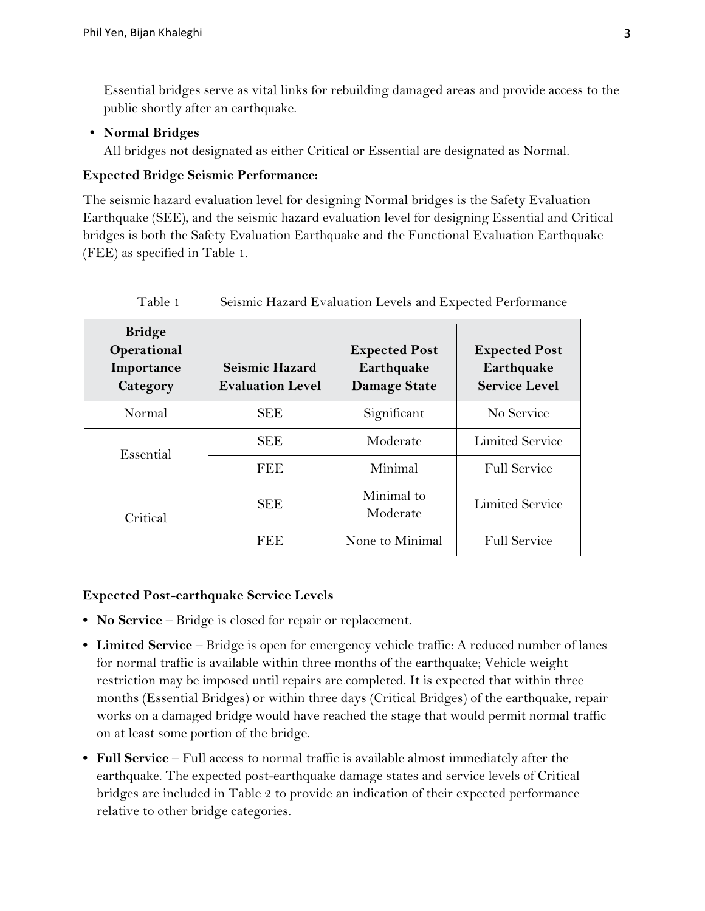Essential bridges serve as vital links for rebuilding damaged areas and provide access to the public shortly after an earthquake.

- **Normal Bridges**
  All bridges not designated as either Critical or Essential are designated as Normal.

**Expected Bridge Seismic Performance:**

The seismic hazard evaluation level for designing Normal bridges is the Safety Evaluation Earthquake (SEE), and the seismic hazard evaluation level for designing Essential and Critical bridges is both the Safety Evaluation Earthquake and the Functional Evaluation Earthquake (FEE) as specified in Table 1.

Table 1 Seismic Hazard Evaluation Levels and Expected Performance

| Bridge Operational Importance Category | Seismic Hazard Evaluation Level | Expected Post Earthquake Damage State | Expected Post Earthquake Service Level |
|---|---|---|---|
| Normal | SEE | Significant | No Service |
| Essential | SEE | Moderate | Limited Service |
| | FEE | Minimal | Full Service |
| Critical | SEE | Minimal to Moderate | Limited Service |
| | FEE | None to Minimal | Full Service |

**Expected Post-earthquake Service Levels**

- **No Service** – Bridge is closed for repair or replacement.
- **Limited Service** – Bridge is open for emergency vehicle traffic: A reduced number of lanes for normal traffic is available within three months of the earthquake; Vehicle weight restriction may be imposed until repairs are completed. It is expected that within three months (Essential Bridges) or within three days (Critical Bridges) of the earthquake, repair works on a damaged bridge would have reached the stage that would permit normal traffic on at least some portion of the bridge.
- **Full Service** – Full access to normal traffic is available almost immediately after the earthquake. The expected post-earthquake damage states and service levels of Critical bridges are included in Table 2 to provide an indication of their expected performance relative to other bridge categories.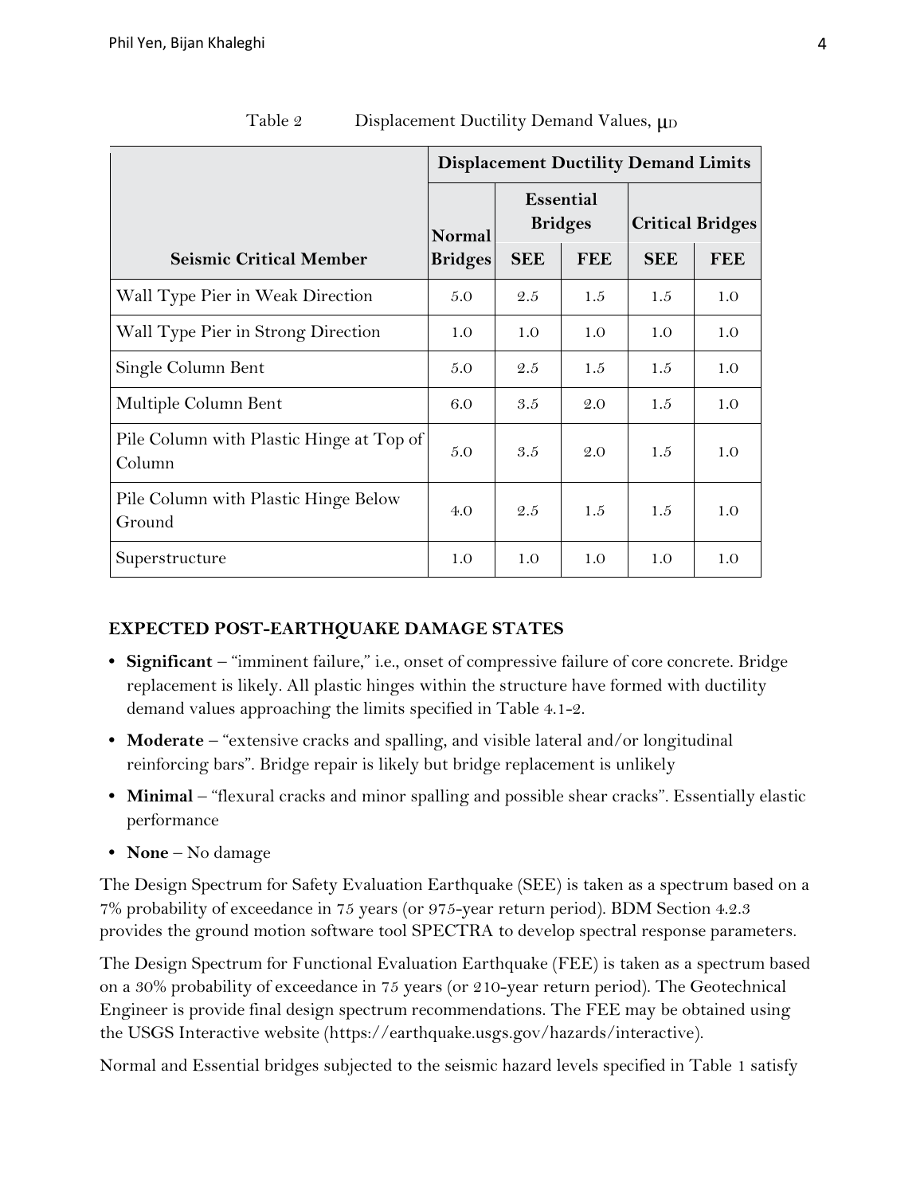Table 2 Displacement Ductility Demand Values, $\mu_D$

| | Displacement Ductility Demand Limits | | | | |
|---|---|---|---|---|---|
| | Normal | Essential Bridges | | Critical Bridges | |
| Seismic Critical Member | Bridges | SEE | FEE | SEE | FEE |
| Wall Type Pier in Weak Direction | 5.0 | 2.5 | 1.5 | 1.5 | 1.0 |
| Wall Type Pier in Strong Direction | 1.0 | 1.0 | 1.0 | 1.0 | 1.0 |
| Single Column Bent | 5.0 | 2.5 | 1.5 | 1.5 | 1.0 |
| Multiple Column Bent | 6.0 | 3.5 | 2.0 | 1.5 | 1.0 |
| Pile Column with Plastic Hinge at Top of Column | 5.0 | 3.5 | 2.0 | 1.5 | 1.0 |
| Pile Column with Plastic Hinge Below Ground | 4.0 | 2.5 | 1.5 | 1.5 | 1.0 |
| Superstructure | 1.0 | 1.0 | 1.0 | 1.0 | 1.0 |

### EXPECTED POST-EARTHQUAKE DAMAGE STATES

- **Significant** – "imminent failure," i.e., onset of compressive failure of core concrete. Bridge replacement is likely. All plastic hinges within the structure have formed with ductility demand values approaching the limits specified in Table 4.1-2.
- **Moderate** – "extensive cracks and spalling, and visible lateral and/or longitudinal reinforcing bars". Bridge repair is likely but bridge replacement is unlikely
- **Minimal** – "flexural cracks and minor spalling and possible shear cracks". Essentially elastic performance
- **None** – No damage

The Design Spectrum for Safety Evaluation Earthquake (SEE) is taken as a spectrum based on a 7% probability of exceedance in 75 years (or 975-year return period). BDM Section 4.2.3 provides the ground motion software tool SPECTRA to develop spectral response parameters.

The Design Spectrum for Functional Evaluation Earthquake (FEE) is taken as a spectrum based on a 30% probability of exceedance in 75 years (or 210-year return period). The Geotechnical Engineer is provide final design spectrum recommendations. The FEE may be obtained using the USGS Interactive website (https://earthquake.usgs.gov/hazards/interactive).

Normal and Essential bridges subjected to the seismic hazard levels specified in Table 1 satisfy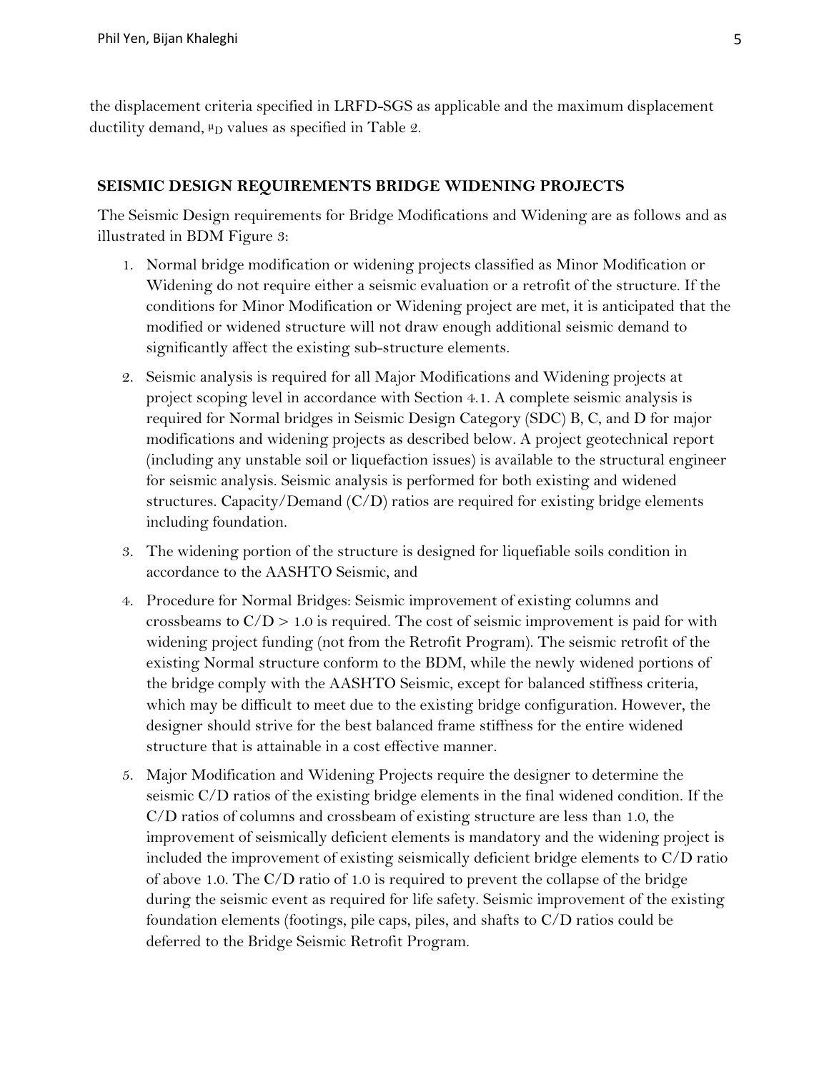the displacement criteria specified in LRFD-SGS as applicable and the maximum displacement ductility demand, $\mu_D$ values as specified in Table 2.

## SEISMIC DESIGN REQUIREMENTS BRIDGE WIDENING PROJECTS

The Seismic Design requirements for Bridge Modifications and Widening are as follows and as illustrated in BDM Figure 3:

1. Normal bridge modification or widening projects classified as Minor Modification or Widening do not require either a seismic evaluation or a retrofit of the structure. If the conditions for Minor Modification or Widening project are met, it is anticipated that the modified or widened structure will not draw enough additional seismic demand to significantly affect the existing sub-structure elements.
2. Seismic analysis is required for all Major Modifications and Widening projects at project scoping level in accordance with Section 4.1. A complete seismic analysis is required for Normal bridges in Seismic Design Category (SDC) B, C, and D for major modifications and widening projects as described below. A project geotechnical report (including any unstable soil or liquefaction issues) is available to the structural engineer for seismic analysis. Seismic analysis is performed for both existing and widened structures. Capacity/Demand (C/D) ratios are required for existing bridge elements including foundation.
3. The widening portion of the structure is designed for liquefiable soils condition in accordance to the AASHTO Seismic, and
4. Procedure for Normal Bridges: Seismic improvement of existing columns and crossbeams to $C/D > 1.0$ is required. The cost of seismic improvement is paid for with widening project funding (not from the Retrofit Program). The seismic retrofit of the existing Normal structure conform to the BDM, while the newly widened portions of the bridge comply with the AASHTO Seismic, except for balanced stiffness criteria, which may be difficult to meet due to the existing bridge configuration. However, the designer should strive for the best balanced frame stiffness for the entire widened structure that is attainable in a cost effective manner.
5. Major Modification and Widening Projects require the designer to determine the seismic C/D ratios of the existing bridge elements in the final widened condition. If the C/D ratios of columns and crossbeam of existing structure are less than 1.0, the improvement of seismically deficient elements is mandatory and the widening project is included the improvement of existing seismically deficient bridge elements to C/D ratio of above 1.0. The C/D ratio of 1.0 is required to prevent the collapse of the bridge during the seismic event as required for life safety. Seismic improvement of the existing foundation elements (footings, pile caps, piles, and shafts to C/D ratios could be deferred to the Bridge Seismic Retrofit Program.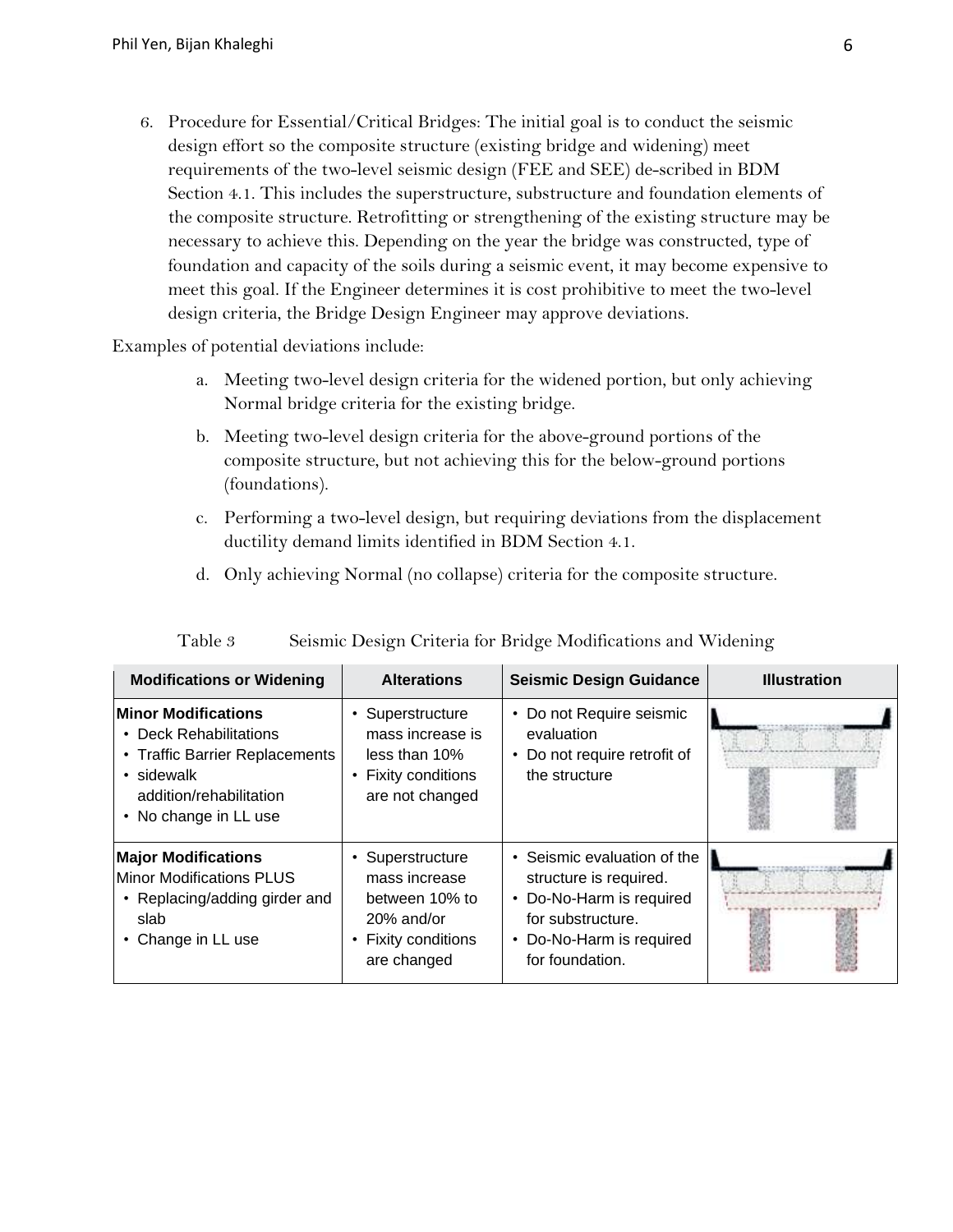6. Procedure for Essential/Critical Bridges: The initial goal is to conduct the seismic design effort so the composite structure (existing bridge and widening) meet requirements of the two-level seismic design (FEE and SEE) de-scribed in BDM Section 4.1. This includes the superstructure, substructure and foundation elements of the composite structure. Retrofitting or strengthening of the existing structure may be necessary to achieve this. Depending on the year the bridge was constructed, type of foundation and capacity of the soils during a seismic event, it may become expensive to meet this goal. If the Engineer determines it is cost prohibitive to meet the two-level design criteria, the Bridge Design Engineer may approve deviations.

Examples of potential deviations include:

a. Meeting two-level design criteria for the widened portion, but only achieving Normal bridge criteria for the existing bridge.

b. Meeting two-level design criteria for the above-ground portions of the composite structure, but not achieving this for the below-ground portions (foundations).

c. Performing a two-level design, but requiring deviations from the displacement ductility demand limits identified in BDM Section 4.1.

d. Only achieving Normal (no collapse) criteria for the composite structure.

Table 3 Seismic Design Criteria for Bridge Modifications and Widening

| Modifications or Widening | Alterations | Seismic Design Guidance | Illustration |
|---|---|---|---|
| **Minor Modifications**<br>• Deck Rehabilitations<br>• Traffic Barrier Replacements<br>• sidewalk addition/rehabilitation<br>• No change in LL use | • Superstructure mass increase is less than 10%<br>• Fixity conditions are not changed | • Do not Require seismic evaluation<br>• Do not require retrofit of the structure | |
| **Major Modifications**<br>Minor Modifications PLUS<br>• Replacing/adding girder and slab<br>• Change in LL use | • Superstructure mass increase between 10% to 20% and/or<br>• Fixity conditions are changed | • Seismic evaluation of the structure is required.<br>• Do-No-Harm is required for substructure.<br>• Do-No-Harm is required for foundation. | |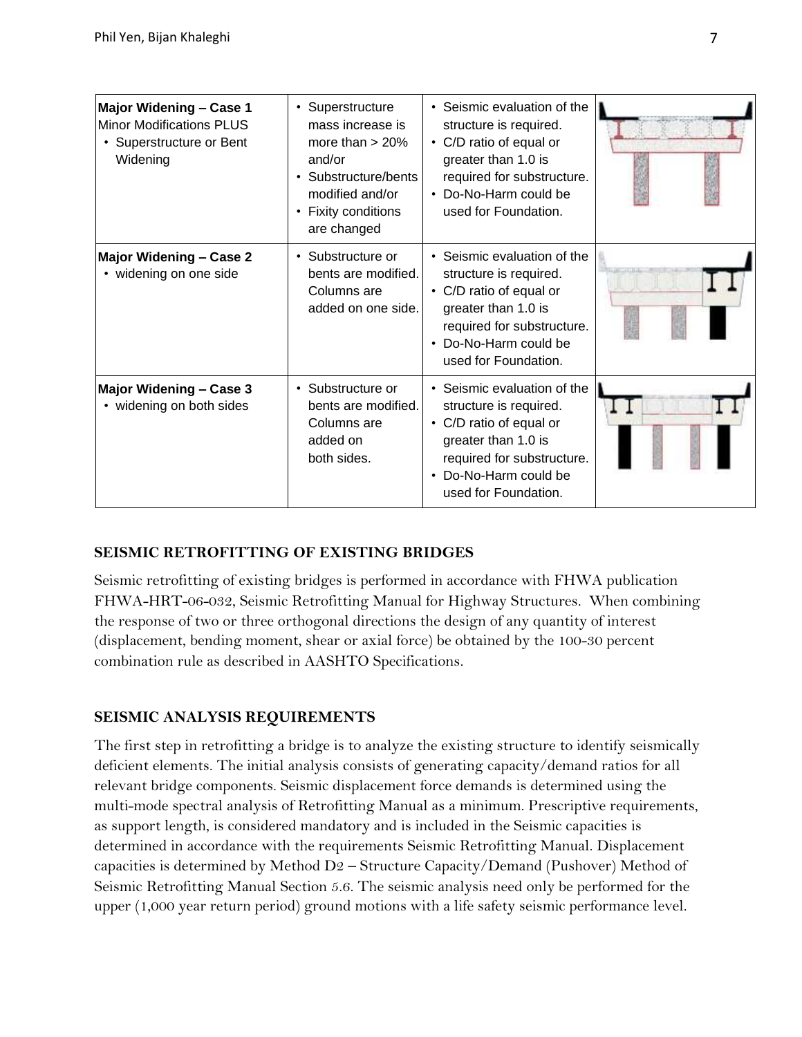| **Major Widening – Case 1**<br>Minor Modifications PLUS<br>• Superstructure or Bent Widening | • Superstructure mass increase is more than > 20% and/or<br>• Substructure/bents modified and/or<br>• Fixity conditions are changed | • Seismic evaluation of the structure is required.<br>• C/D ratio of equal or greater than 1.0 is required for substructure.<br>• Do-No-Harm could be used for Foundation. | |
|---|---|---|---|
| **Major Widening – Case 2**<br>• widening on one side | • Substructure or bents are modified. Columns are added on one side. | • Seismic evaluation of the structure is required.<br>• C/D ratio of equal or greater than 1.0 is required for substructure.<br>• Do-No-Harm could be used for Foundation. | |
| **Major Widening – Case 3**<br>• widening on both sides | • Substructure or bents are modified. Columns are added on both sides. | • Seismic evaluation of the structure is required.<br>• C/D ratio of equal or greater than 1.0 is required for substructure.<br>• Do-No-Harm could be used for Foundation. | |

## SEISMIC RETROFITTING OF EXISTING BRIDGES

Seismic retrofitting of existing bridges is performed in accordance with FHWA publication FHWA-HRT-06-032, Seismic Retrofitting Manual for Highway Structures. When combining the response of two or three orthogonal directions the design of any quantity of interest (displacement, bending moment, shear or axial force) be obtained by the 100-30 percent combination rule as described in AASHTO Specifications.

## SEISMIC ANALYSIS REQUIREMENTS

The first step in retrofitting a bridge is to analyze the existing structure to identify seismically deficient elements. The initial analysis consists of generating capacity/demand ratios for all relevant bridge components. Seismic displacement force demands is determined using the multi-mode spectral analysis of Retrofitting Manual as a minimum. Prescriptive requirements, as support length, is considered mandatory and is included in the Seismic capacities is determined in accordance with the requirements Seismic Retrofitting Manual. Displacement capacities is determined by Method D2 – Structure Capacity/Demand (Pushover) Method of Seismic Retrofitting Manual Section 5.6. The seismic analysis need only be performed for the upper (1,000 year return period) ground motions with a life safety seismic performance level.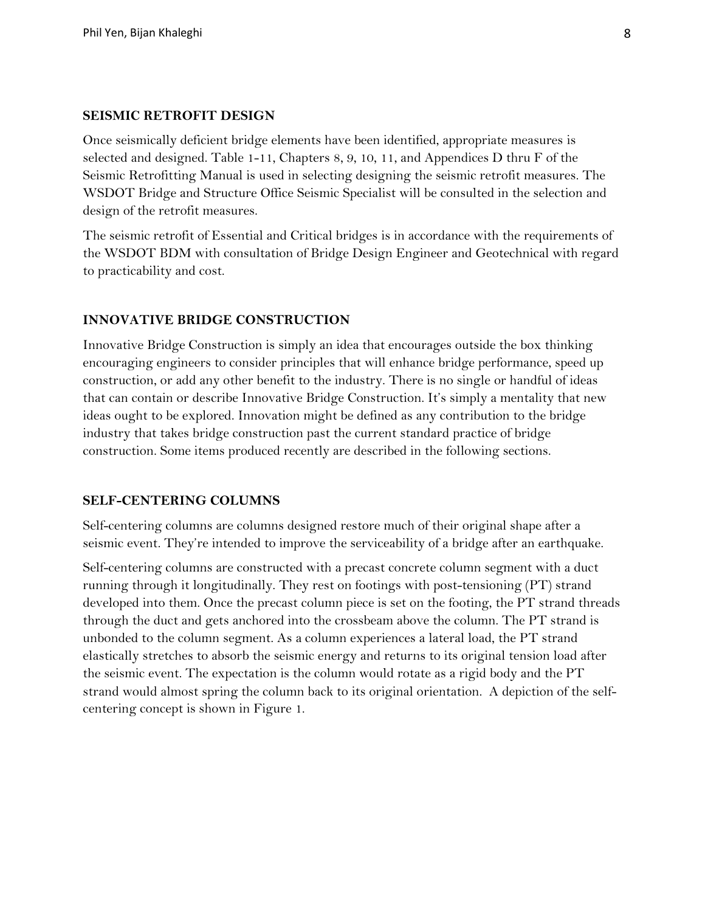## SEISMIC RETROFIT DESIGN

Once seismically deficient bridge elements have been identified, appropriate measures is selected and designed. Table 1-11, Chapters 8, 9, 10, 11, and Appendices D thru F of the Seismic Retrofitting Manual is used in selecting designing the seismic retrofit measures. The WSDOT Bridge and Structure Office Seismic Specialist will be consulted in the selection and design of the retrofit measures.

The seismic retrofit of Essential and Critical bridges is in accordance with the requirements of the WSDOT BDM with consultation of Bridge Design Engineer and Geotechnical with regard to practicability and cost.

## INNOVATIVE BRIDGE CONSTRUCTION

Innovative Bridge Construction is simply an idea that encourages outside the box thinking encouraging engineers to consider principles that will enhance bridge performance, speed up construction, or add any other benefit to the industry. There is no single or handful of ideas that can contain or describe Innovative Bridge Construction. It's simply a mentality that new ideas ought to be explored. Innovation might be defined as any contribution to the bridge industry that takes bridge construction past the current standard practice of bridge construction. Some items produced recently are described in the following sections.

## SELF-CENTERING COLUMNS

Self-centering columns are columns designed restore much of their original shape after a seismic event. They're intended to improve the serviceability of a bridge after an earthquake.

Self-centering columns are constructed with a precast concrete column segment with a duct running through it longitudinally. They rest on footings with post-tensioning (PT) strand developed into them. Once the precast column piece is set on the footing, the PT strand threads through the duct and gets anchored into the crossbeam above the column. The PT strand is unbonded to the column segment. As a column experiences a lateral load, the PT strand elastically stretches to absorb the seismic energy and returns to its original tension load after the seismic event. The expectation is the column would rotate as a rigid body and the PT strand would almost spring the column back to its original orientation. A depiction of the self-centering concept is shown in Figure 1.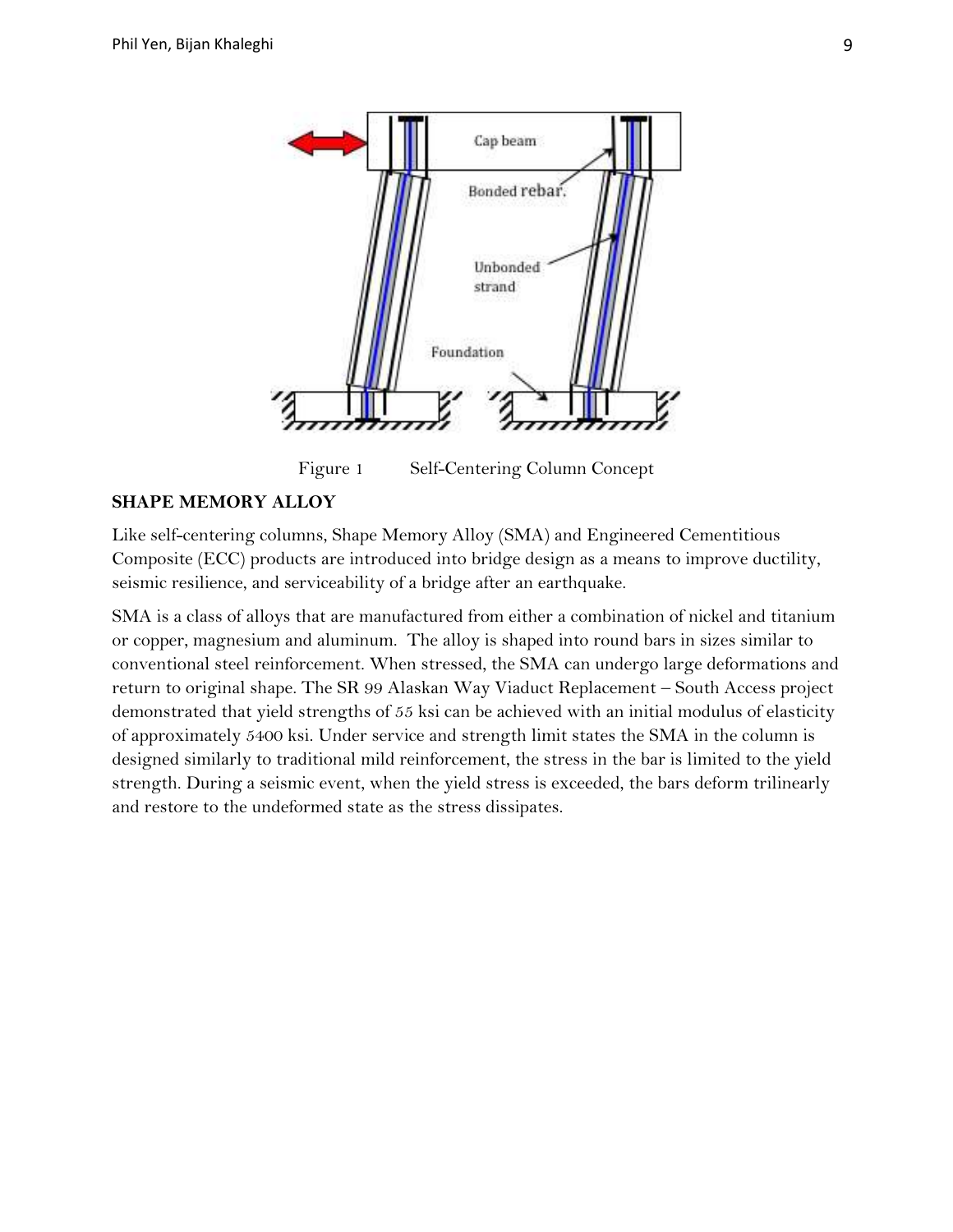Figure 1 Self-Centering Column Concept

**SHAPE MEMORY ALLOY**

Like self-centering columns, Shape Memory Alloy (SMA) and Engineered Cementitious Composite (ECC) products are introduced into bridge design as a means to improve ductility, seismic resilience, and serviceability of a bridge after an earthquake.

SMA is a class of alloys that are manufactured from either a combination of nickel and titanium or copper, magnesium and aluminum. The alloy is shaped into round bars in sizes similar to conventional steel reinforcement. When stressed, the SMA can undergo large deformations and return to original shape. The SR 99 Alaskan Way Viaduct Replacement – South Access project demonstrated that yield strengths of 55 ksi can be achieved with an initial modulus of elasticity of approximately 5400 ksi. Under service and strength limit states the SMA in the column is designed similarly to traditional mild reinforcement, the stress in the bar is limited to the yield strength. During a seismic event, when the yield stress is exceeded, the bars deform trilinearly and restore to the undeformed state as the stress dissipates.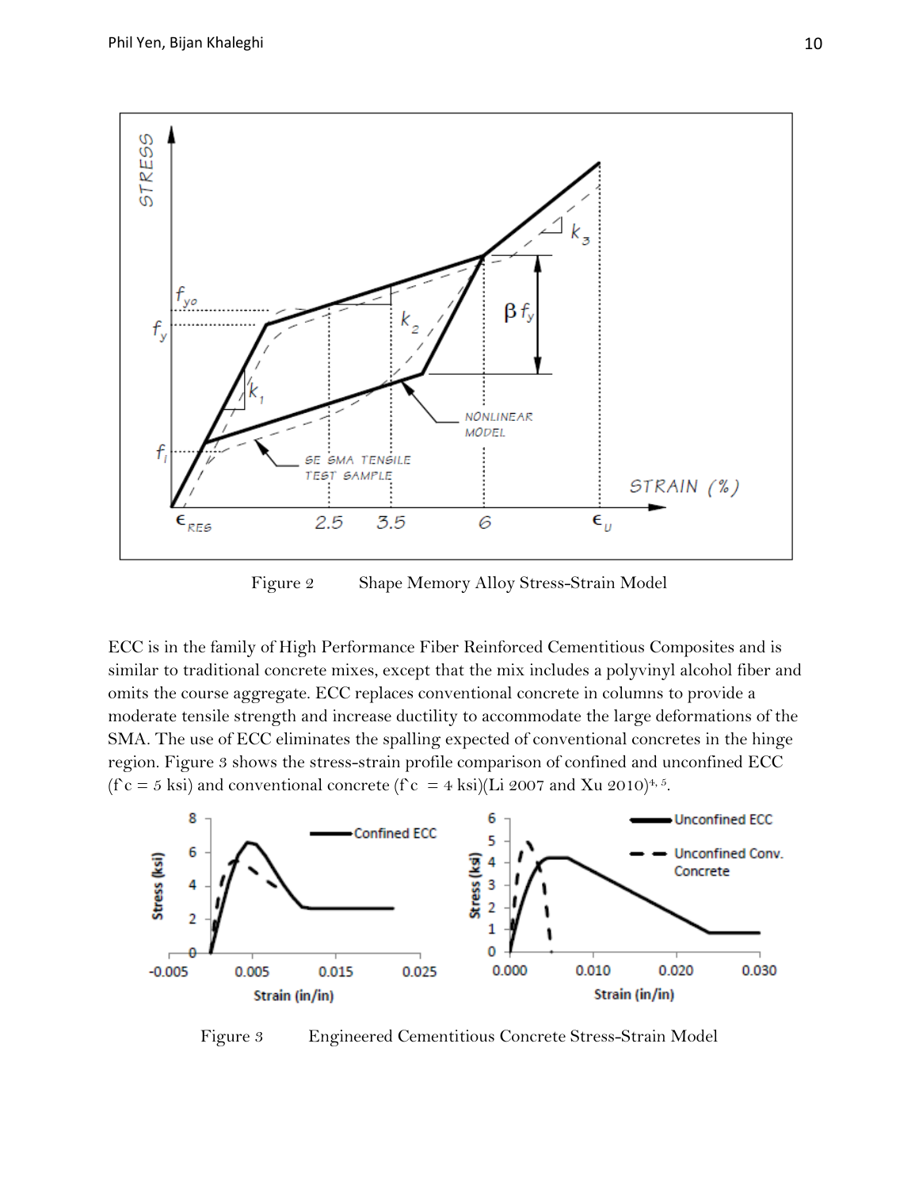Figure 2 Shape Memory Alloy Stress-Strain Model

ECC is in the family of High Performance Fiber Reinforced Cementitious Composites and is similar to traditional concrete mixes, except that the mix includes a polyvinyl alcohol fiber and omits the course aggregate. ECC replaces conventional concrete in columns to provide a moderate tensile strength and increase ductility to accommodate the large deformations of the SMA. The use of ECC eliminates the spalling expected of conventional concretes in the hinge region. Figure 3 shows the stress-strain profile comparison of confined and unconfined ECC ($f'c = 5$ ksi) and conventional concrete ($f'c = 4$ ksi)(Li 2007 and Xu 2010)[4, 5].

Figure 3 Engineered Cementitious Concrete Stress-Strain Model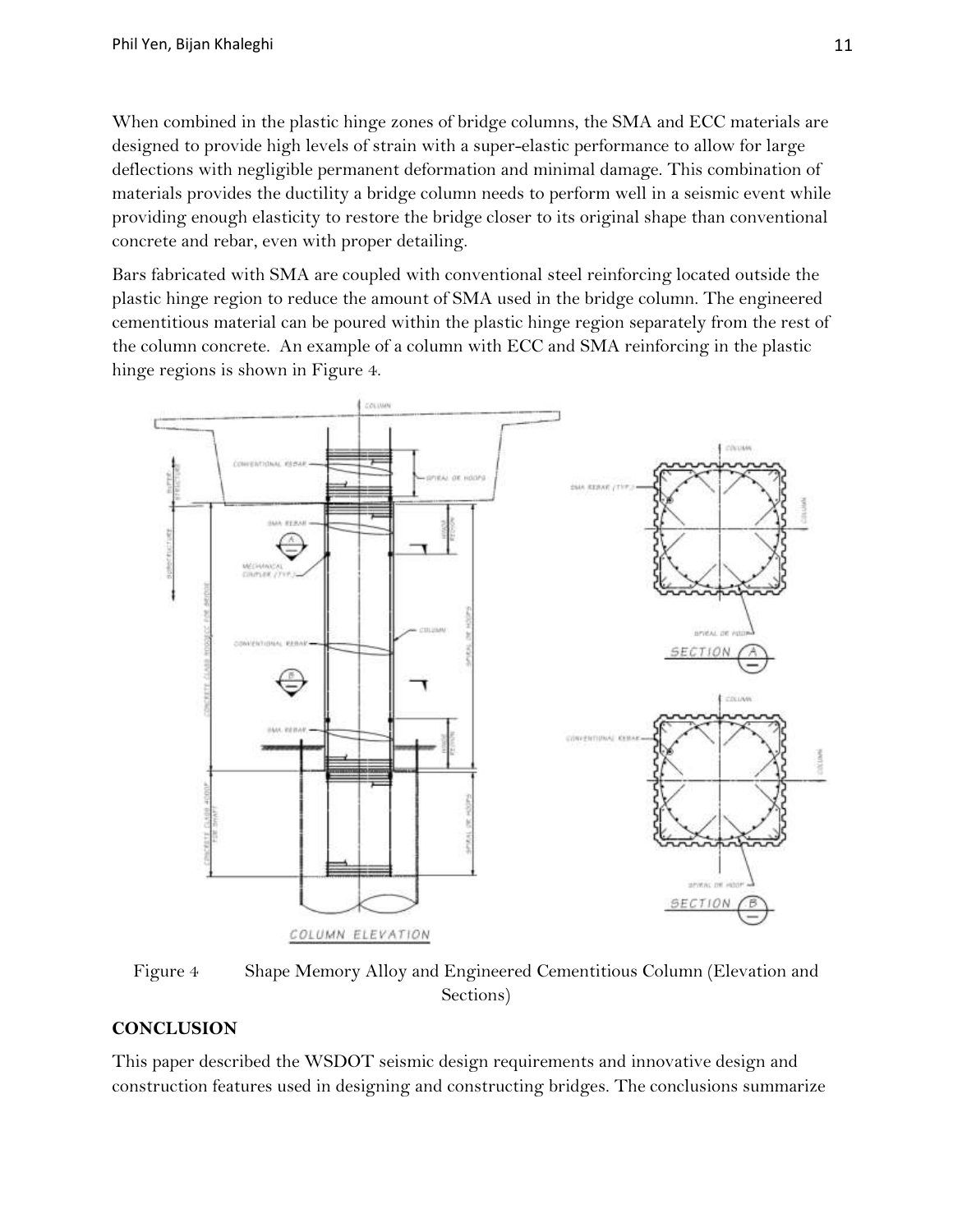When combined in the plastic hinge zones of bridge columns, the SMA and ECC materials are designed to provide high levels of strain with a super-elastic performance to allow for large deflections with negligible permanent deformation and minimal damage. This combination of materials provides the ductility a bridge column needs to perform well in a seismic event while providing enough elasticity to restore the bridge closer to its original shape than conventional concrete and rebar, even with proper detailing.

Bars fabricated with SMA are coupled with conventional steel reinforcing located outside the plastic hinge region to reduce the amount of SMA used in the bridge column. The engineered cementitious material can be poured within the plastic hinge region separately from the rest of the column concrete. An example of a column with ECC and SMA reinforcing in the plastic hinge regions is shown in Figure 4.

Figure 4 Shape Memory Alloy and Engineered Cementitious Column (Elevation and Sections)

## CONCLUSION

This paper described the WSDOT seismic design requirements and innovative design and construction features used in designing and constructing bridges. The conclusions summarize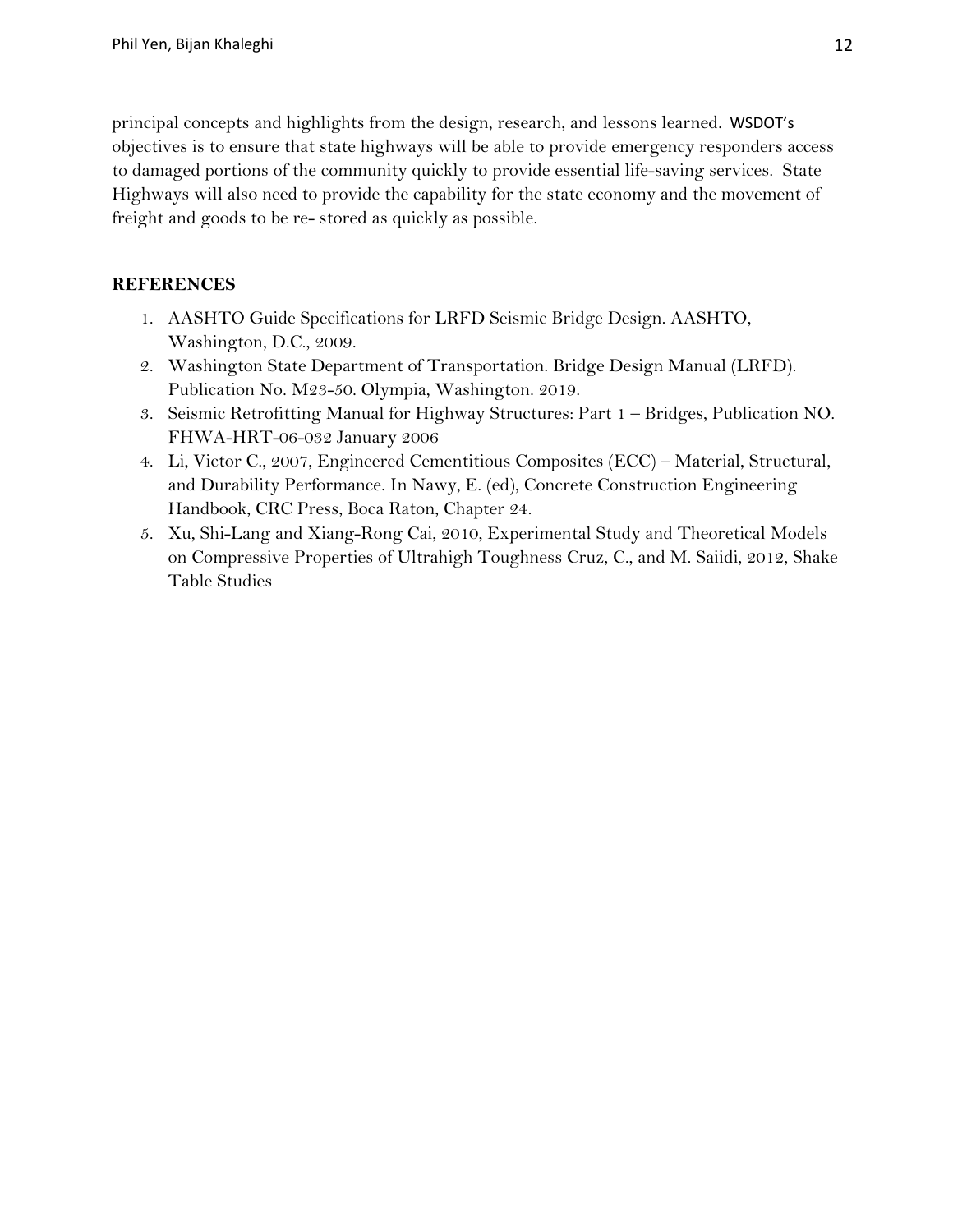principal concepts and highlights from the design, research, and lessons learned. WSDOT's objectives is to ensure that state highways will be able to provide emergency responders access to damaged portions of the community quickly to provide essential life-saving services. State Highways will also need to provide the capability for the state economy and the movement of freight and goods to be re- stored as quickly as possible.

## REFERENCES

1. AASHTO Guide Specifications for LRFD Seismic Bridge Design. AASHTO, Washington, D.C., 2009.
2. Washington State Department of Transportation. Bridge Design Manual (LRFD). Publication No. M23-50. Olympia, Washington. 2019.
3. Seismic Retrofitting Manual for Highway Structures: Part 1 – Bridges, Publication NO. FHWA-HRT-06-032 January 2006
4. Li, Victor C., 2007, Engineered Cementitious Composites (ECC) – Material, Structural, and Durability Performance. In Nawy, E. (ed), Concrete Construction Engineering Handbook, CRC Press, Boca Raton, Chapter 24.
5. Xu, Shi-Lang and Xiang-Rong Cai, 2010, Experimental Study and Theoretical Models on Compressive Properties of Ultrahigh Toughness Cruz, C., and M. Saiidi, 2012, Shake Table Studies